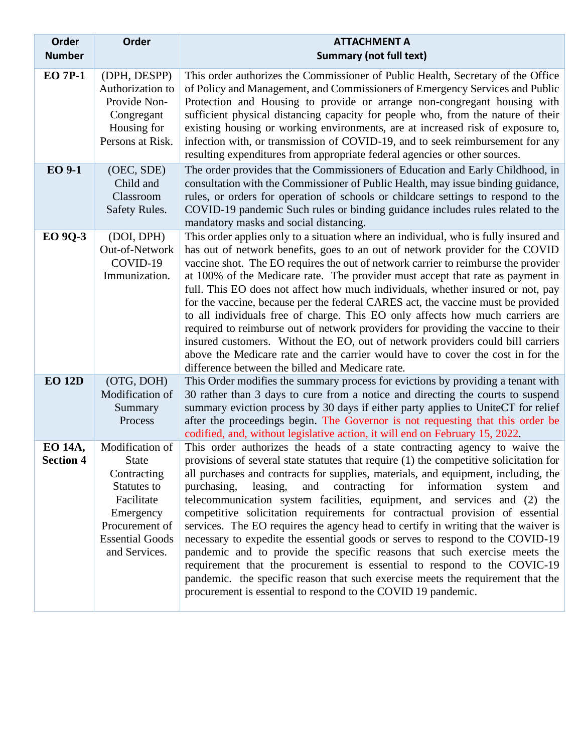| Order Number | Order | ATTACHMENT A<br>Summary (not full text) |
|---|---|---|
| **EO 7P-1** | (DPH, DESPP) Authorization to Provide Non-Congregant Housing for Persons at Risk. | This order authorizes the Commissioner of Public Health, Secretary of the Office of Policy and Management, and Commissioners of Emergency Services and Public Protection and Housing to provide or arrange non-congregant housing with sufficient physical distancing capacity for people who, from the nature of their existing housing or working environments, are at increased risk of exposure to, infection with, or transmission of COVID-19, and to seek reimbursement for any resulting expenditures from appropriate federal agencies or other sources. |
| **EO 9-1** | (OEC, SDE) Child and Classroom Safety Rules. | The order provides that the Commissioners of Education and Early Childhood, in consultation with the Commissioner of Public Health, may issue binding guidance, rules, or orders for operation of schools or childcare settings to respond to the COVID-19 pandemic Such rules or binding guidance includes rules related to the mandatory masks and social distancing. |
| **EO 9Q-3** | (DOI, DPH) Out-of-Network COVID-19 Immunization. | This order applies only to a situation where an individual, who is fully insured and has out of network benefits, goes to an out of network provider for the COVID vaccine shot. The EO requires the out of network carrier to reimburse the provider at 100% of the Medicare rate. The provider must accept that rate as payment in full. This EO does not affect how much individuals, whether insured or not, pay for the vaccine, because per the federal CARES act, the vaccine must be provided to all individuals free of charge. This EO only affects how much carriers are required to reimburse out of network providers for providing the vaccine to their insured customers. Without the EO, out of network providers could bill carriers above the Medicare rate and the carrier would have to cover the cost in for the difference between the billed and Medicare rate. |
| **EO 12D** | (OTG, DOH) Modification of Summary Process | This Order modifies the summary process for evictions by providing a tenant with 30 rather than 3 days to cure from a notice and directing the courts to suspend summary eviction process by 30 days if either party applies to UniteCT for relief after the proceedings begin. The Governor is not requesting that this order be codified, and, without legislative action, it will end on February 15, 2022. |
| **EO 14A, Section 4** | Modification of State Contracting Statutes to Facilitate Emergency Procurement of Essential Goods and Services. | This order authorizes the heads of a state contracting agency to waive the provisions of several state statutes that require (1) the competitive solicitation for all purchases and contracts for supplies, materials, and equipment, including, the purchasing, leasing, and contracting for information system and telecommunication system facilities, equipment, and services and (2) the competitive solicitation requirements for contractual provision of essential services. The EO requires the agency head to certify in writing that the waiver is necessary to expedite the essential goods or serves to respond to the COVID-19 pandemic and to provide the specific reasons that such exercise meets the requirement that the procurement is essential to respond to the COVIC-19 pandemic. the specific reason that such exercise meets the requirement that the procurement is essential to respond to the COVID 19 pandemic. |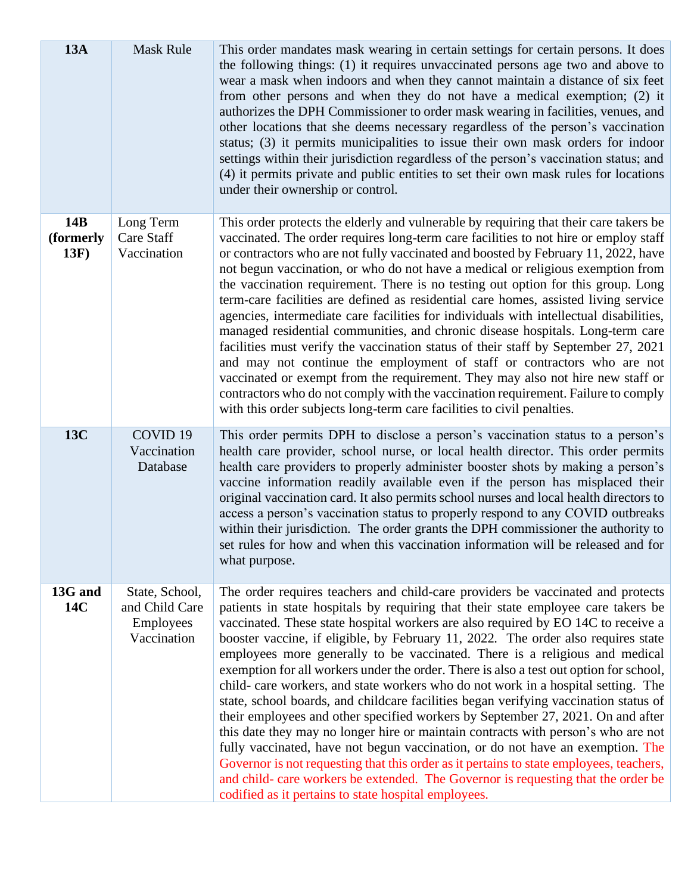| 13A | Mask Rule | This order mandates mask wearing in certain settings for certain persons. It does the following things: (1) it requires unvaccinated persons age two and above to wear a mask when indoors and when they cannot maintain a distance of six feet from other persons and when they do not have a medical exemption; (2) it authorizes the DPH Commissioner to order mask wearing in facilities, venues, and other locations that she deems necessary regardless of the person's vaccination status; (3) it permits municipalities to issue their own mask orders for indoor settings within their jurisdiction regardless of the person's vaccination status; and (4) it permits private and public entities to set their own mask rules for locations under their ownership or control. |
|---|---|---|
| **14B (formerly 13F)** | Long Term Care Staff Vaccination | This order protects the elderly and vulnerable by requiring that their care takers be vaccinated. The order requires long-term care facilities to not hire or employ staff or contractors who are not fully vaccinated and boosted by February 11, 2022, have not begun vaccination, or who do not have a medical or religious exemption from the vaccination requirement. There is no testing out option for this group. Long term-care facilities are defined as residential care homes, assisted living service agencies, intermediate care facilities for individuals with intellectual disabilities, managed residential communities, and chronic disease hospitals. Long-term care facilities must verify the vaccination status of their staff by September 27, 2021 and may not continue the employment of staff or contractors who are not vaccinated or exempt from the requirement. They may also not hire new staff or contractors who do not comply with the vaccination requirement. Failure to comply with this order subjects long-term care facilities to civil penalties. |
| **13C** | COVID 19 Vaccination Database | This order permits DPH to disclose a person's vaccination status to a person's health care provider, school nurse, or local health director. This order permits health care providers to properly administer booster shots by making a person's vaccine information readily available even if the person has misplaced their original vaccination card. It also permits school nurses and local health directors to access a person's vaccination status to properly respond to any COVID outbreaks within their jurisdiction. The order grants the DPH commissioner the authority to set rules for how and when this vaccination information will be released and for what purpose. |
| **13G and 14C** | State, School, and Child Care Employees Vaccination | The order requires teachers and child-care providers be vaccinated and protects patients in state hospitals by requiring that their state employee care takers be vaccinated. These state hospital workers are also required by EO 14C to receive a booster vaccine, if eligible, by February 11, 2022. The order also requires state employees more generally to be vaccinated. There is a religious and medical exemption for all workers under the order. There is also a test out option for school, child- care workers, and state workers who do not work in a hospital setting. The state, school boards, and childcare facilities began verifying vaccination status of their employees and other specified workers by September 27, 2021. On and after this date they may no longer hire or maintain contracts with person's who are not fully vaccinated, have not begun vaccination, or do not have an exemption. The Governor is not requesting that this order as it pertains to state employees, teachers, and child- care workers be extended. The Governor is requesting that the order be codified as it pertains to state hospital employees. |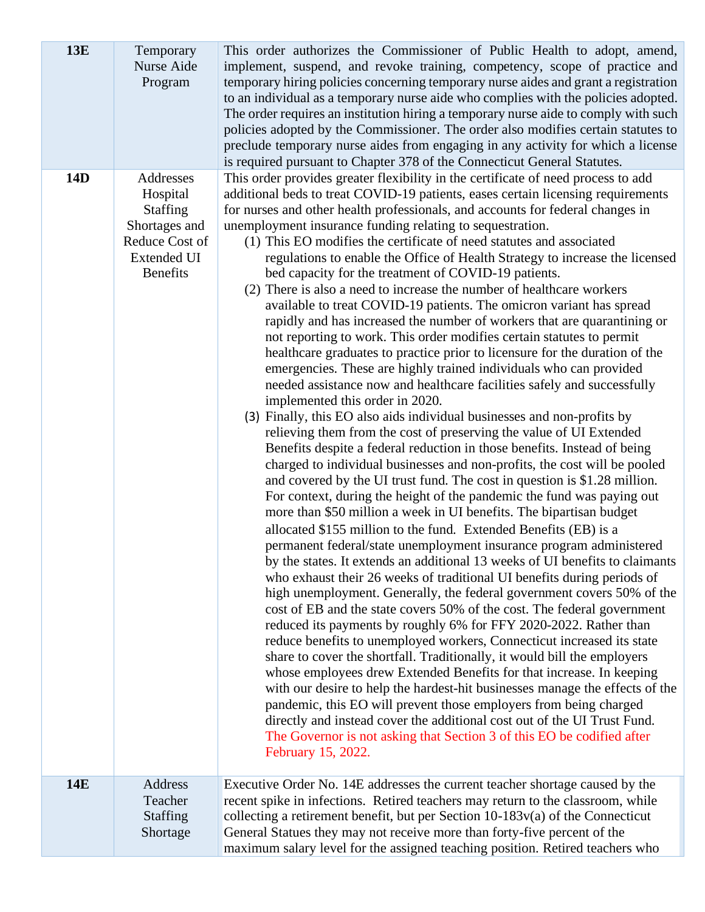| | | |
|---|---|---|
| **13E** | Temporary Nurse Aide Program | This order authorizes the Commissioner of Public Health to adopt, amend, implement, suspend, and revoke training, competency, scope of practice and temporary hiring policies concerning temporary nurse aides and grant a registration to an individual as a temporary nurse aide who complies with the policies adopted. The order requires an institution hiring a temporary nurse aide to comply with such policies adopted by the Commissioner. The order also modifies certain statutes to preclude temporary nurse aides from engaging in any activity for which a license is required pursuant to Chapter 378 of the Connecticut General Statutes. |
| **14D** | Addresses Hospital Staffing Shortages and Reduce Cost of Extended UI Benefits | This order provides greater flexibility in the certificate of need process to add additional beds to treat COVID-19 patients, eases certain licensing requirements for nurses and other health professionals, and accounts for federal changes in unemployment insurance funding relating to sequestration.<br>(1) This EO modifies the certificate of need statutes and associated regulations to enable the Office of Health Strategy to increase the licensed bed capacity for the treatment of COVID-19 patients.<br>(2) There is also a need to increase the number of healthcare workers available to treat COVID-19 patients. The omicron variant has spread rapidly and has increased the number of workers that are quarantining or not reporting to work. This order modifies certain statutes to permit healthcare graduates to practice prior to licensure for the duration of the emergencies. These are highly trained individuals who can provided needed assistance now and healthcare facilities safely and successfully implemented this order in 2020.<br>(3) Finally, this EO also aids individual businesses and non-profits by relieving them from the cost of preserving the value of UI Extended Benefits despite a federal reduction in those benefits. Instead of being charged to individual businesses and non-profits, the cost will be pooled and covered by the UI trust fund. The cost in question is $1.28 million. For context, during the height of the pandemic the fund was paying out more than $50 million a week in UI benefits. The bipartisan budget allocated $155 million to the fund. Extended Benefits (EB) is a permanent federal/state unemployment insurance program administered by the states. It extends an additional 13 weeks of UI benefits to claimants who exhaust their 26 weeks of traditional UI benefits during periods of high unemployment. Generally, the federal government covers 50% of the cost of EB and the state covers 50% of the cost. The federal government reduced its payments by roughly 6% for FFY 2020-2022. Rather than reduce benefits to unemployed workers, Connecticut increased its state share to cover the shortfall. Traditionally, it would bill the employers whose employees drew Extended Benefits for that increase. In keeping with our desire to help the hardest-hit businesses manage the effects of the pandemic, this EO will prevent those employers from being charged directly and instead cover the additional cost out of the UI Trust Fund. The Governor is not asking that Section 3 of this EO be codified after February 15, 2022. |
| **14E** | Address Teacher Staffing Shortage | Executive Order No. 14E addresses the current teacher shortage caused by the recent spike in infections. Retired teachers may return to the classroom, while collecting a retirement benefit, but per Section 10-183v(a) of the Connecticut General Statues they may not receive more than forty-five percent of the maximum salary level for the assigned teaching position. Retired teachers who |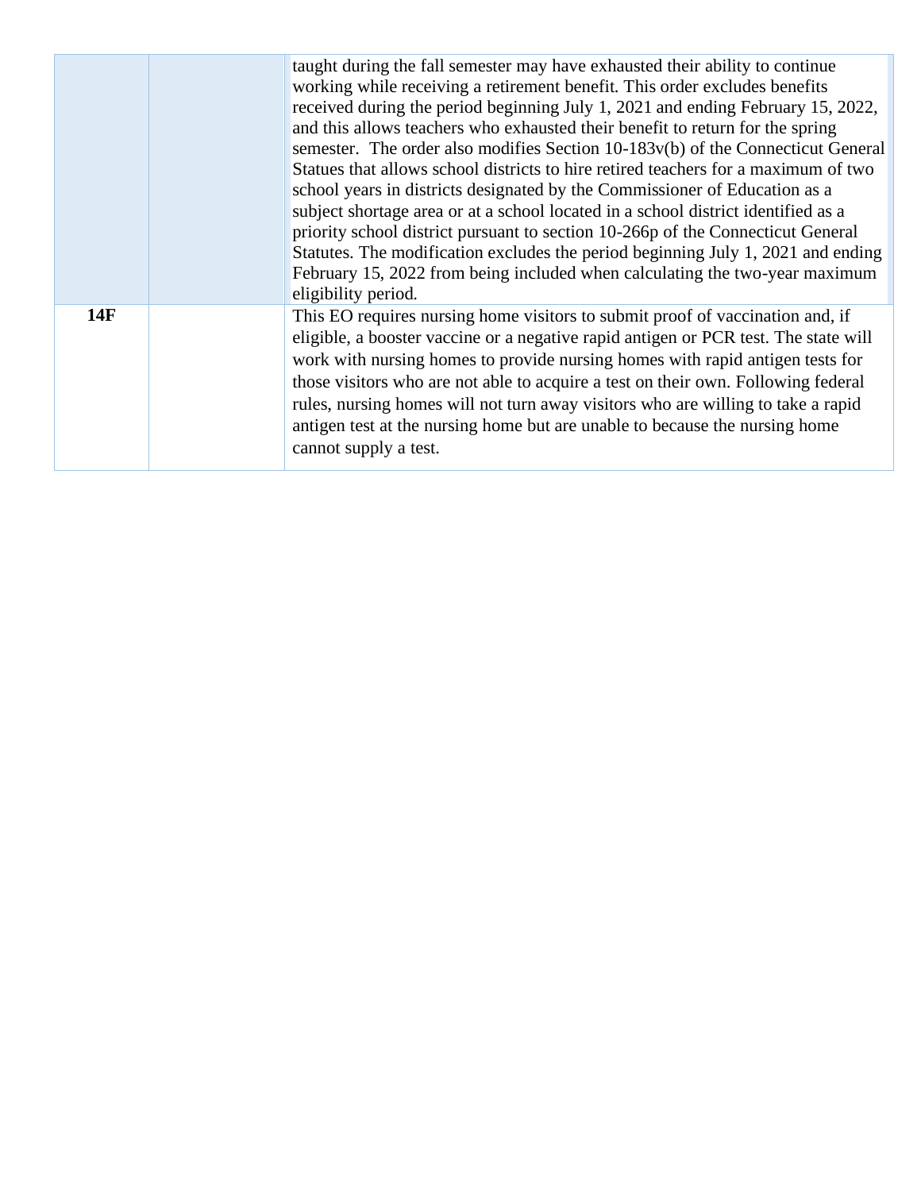| | | |
|---|---|---|
| | | taught during the fall semester may have exhausted their ability to continue working while receiving a retirement benefit. This order excludes benefits received during the period beginning July 1, 2021 and ending February 15, 2022, and this allows teachers who exhausted their benefit to return for the spring semester. The order also modifies Section 10-183v(b) of the Connecticut General Statues that allows school districts to hire retired teachers for a maximum of two school years in districts designated by the Commissioner of Education as a subject shortage area or at a school located in a school district identified as a priority school district pursuant to section 10-266p of the Connecticut General Statutes. The modification excludes the period beginning July 1, 2021 and ending February 15, 2022 from being included when calculating the two-year maximum eligibility period. |
| **14F** | | This EO requires nursing home visitors to submit proof of vaccination and, if eligible, a booster vaccine or a negative rapid antigen or PCR test. The state will work with nursing homes to provide nursing homes with rapid antigen tests for those visitors who are not able to acquire a test on their own. Following federal rules, nursing homes will not turn away visitors who are willing to take a rapid antigen test at the nursing home but are unable to because the nursing home cannot supply a test. |